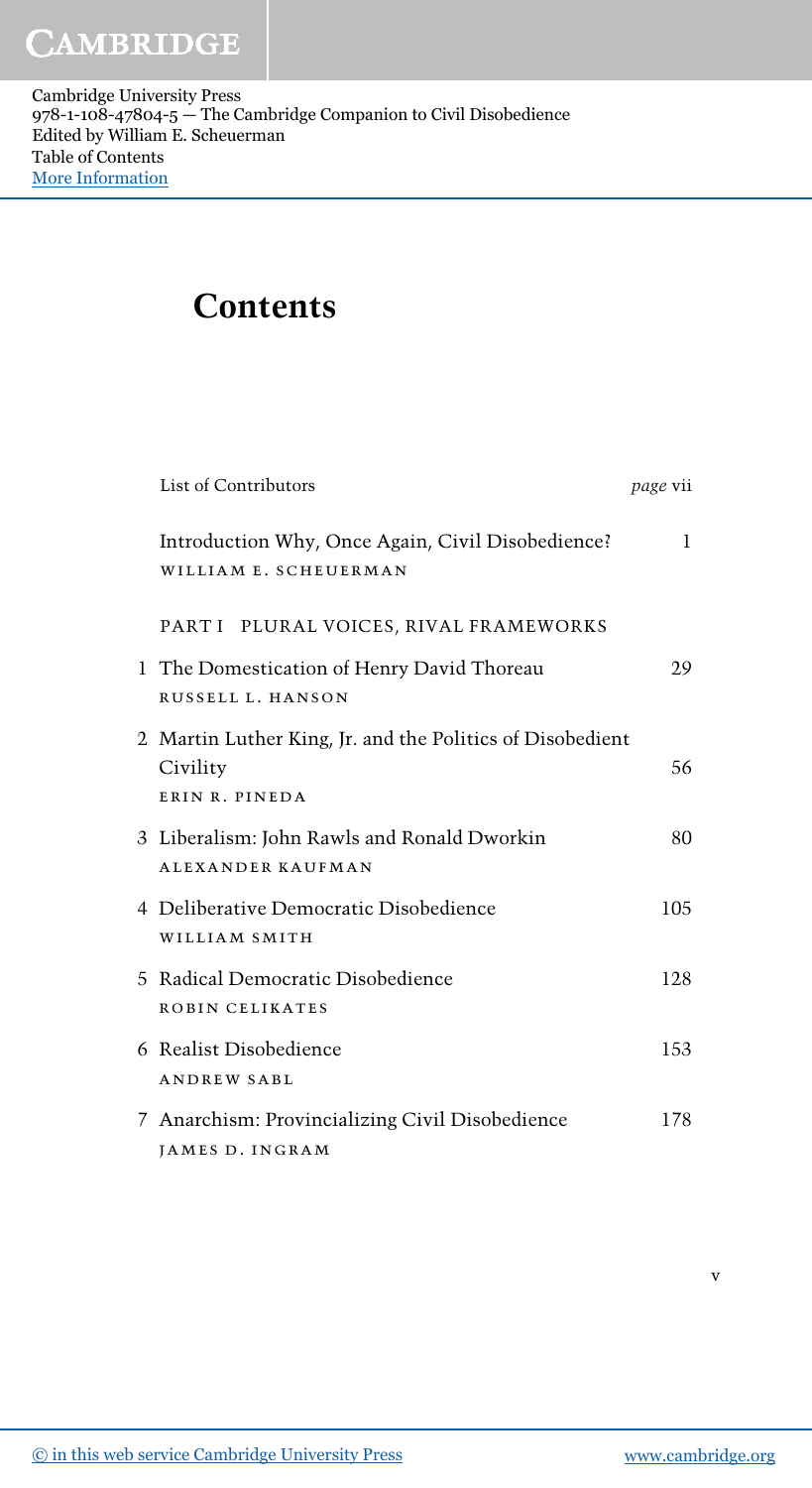# Contents

| | | |
|---|---|---|
| | List of Contributors | *page* vii |
| | Introduction Why, Once Again, Civil Disobedience?<br>WILLIAM E. SCHEUERMAN | 1 |
| | PART I PLURAL VOICES, RIVAL FRAMEWORKS | |
| 1 | The Domestication of Henry David Thoreau<br>RUSSELL L. HANSON | 29 |
| 2 | Martin Luther King, Jr. and the Politics of Disobedient Civility<br>ERIN R. PINEDA | 56 |
| 3 | Liberalism: John Rawls and Ronald Dworkin<br>ALEXANDER KAUFMAN | 80 |
| 4 | Deliberative Democratic Disobedience<br>WILLIAM SMITH | 105 |
| 5 | Radical Democratic Disobedience<br>ROBIN CELIKATES | 128 |
| 6 | Realist Disobedience<br>ANDREW SABL | 153 |
| 7 | Anarchism: Provincializing Civil Disobedience<br>JAMES D. INGRAM | 178 |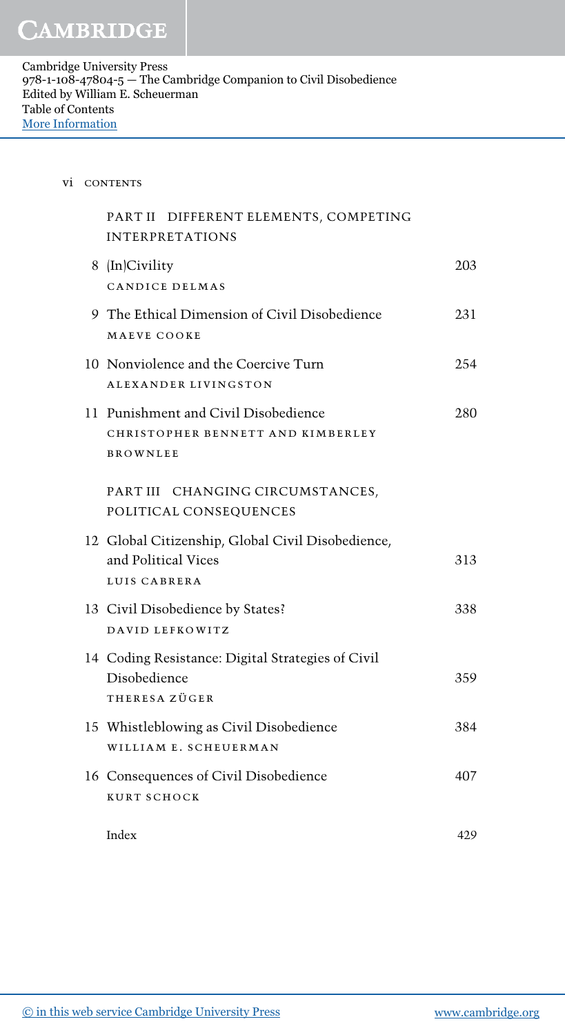## PART II DIFFERENT ELEMENTS, COMPETING INTERPRETATIONS

| | | |
|---|---|---|
| 8 | (In)Civility<br>CANDICE DELMAS | 203 |
| 9 | The Ethical Dimension of Civil Disobedience<br>MAEVE COOKE | 231 |
| 10 | Nonviolence and the Coercive Turn<br>ALEXANDER LIVINGSTON | 254 |
| 11 | Punishment and Civil Disobedience<br>CHRISTOPHER BENNETT AND KIMBERLEY BROWNLEE | 280 |

## PART III CHANGING CIRCUMSTANCES, POLITICAL CONSEQUENCES

| | | |
|---|---|---|
| 12 | Global Citizenship, Global Civil Disobedience, and Political Vices<br>LUIS CABRERA | 313 |
| 13 | Civil Disobedience by States?<br>DAVID LEFKOWITZ | 338 |
| 14 | Coding Resistance: Digital Strategies of Civil Disobedience<br>THERESA ZÜGER | 359 |
| 15 | Whistleblowing as Civil Disobedience<br>WILLIAM E. SCHEUERMAN | 384 |
| 16 | Consequences of Civil Disobedience<br>KURT SCHOCK | 407 |
| | Index | 429 |